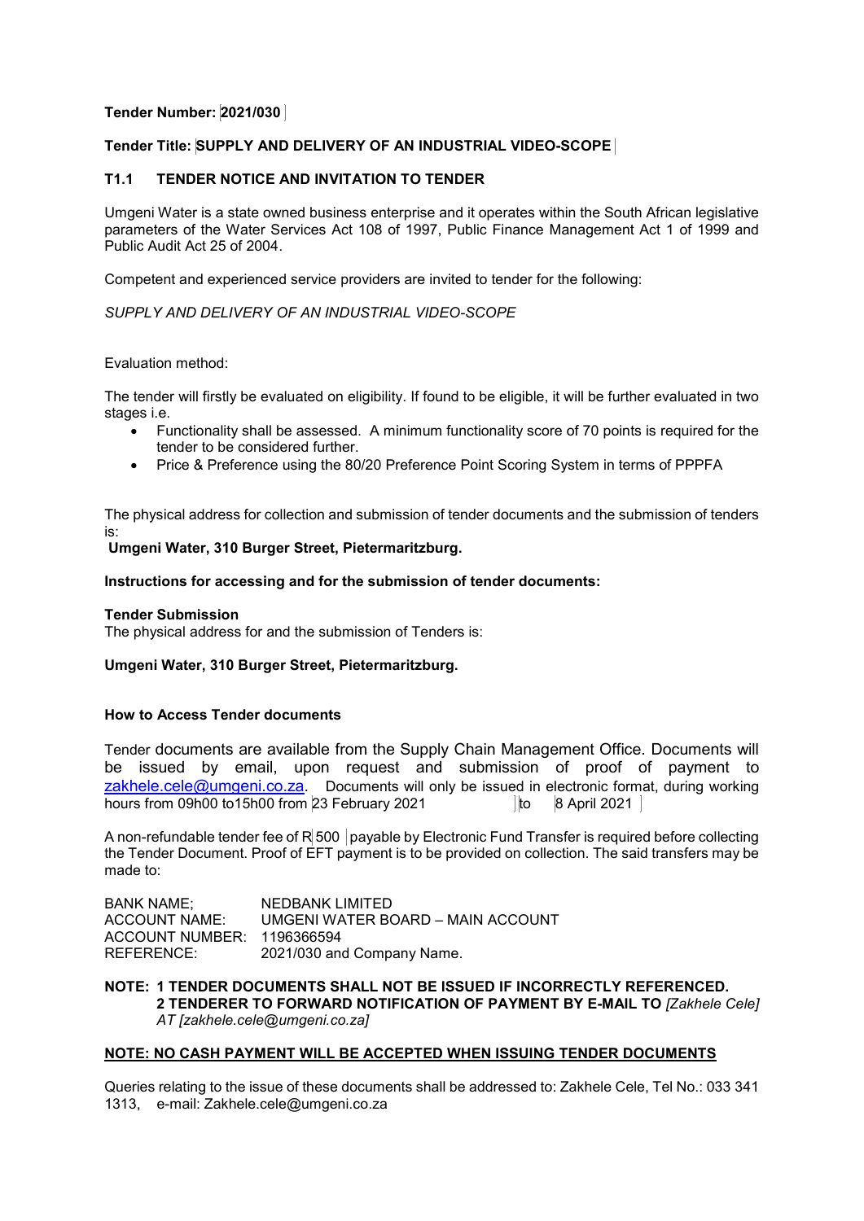**Tender Number: 2021/030**

**Tender Title: SUPPLY AND DELIVERY OF AN INDUSTRIAL VIDEO-SCOPE**

## T1.1 TENDER NOTICE AND INVITATION TO TENDER

Umgeni Water is a state owned business enterprise and it operates within the South African legislative parameters of the Water Services Act 108 of 1997, Public Finance Management Act 1 of 1999 and Public Audit Act 25 of 2004.

Competent and experienced service providers are invited to tender for the following:

*SUPPLY AND DELIVERY OF AN INDUSTRIAL VIDEO-SCOPE*

Evaluation method:

The tender will firstly be evaluated on eligibility. If found to be eligible, it will be further evaluated in two stages i.e.

- Functionality shall be assessed. A minimum functionality score of 70 points is required for the tender to be considered further.
- Price & Preference using the 80/20 Preference Point Scoring System in terms of PPPFA

The physical address for collection and submission of tender documents and the submission of tenders is:

**Umgeni Water, 310 Burger Street, Pietermaritzburg.**

**Instructions for accessing and for the submission of tender documents:**

**Tender Submission**

The physical address for and the submission of Tenders is:

**Umgeni Water, 310 Burger Street, Pietermaritzburg.**

**How to Access Tender documents**

Tender documents are available from the Supply Chain Management Office. Documents will be issued by email, upon request and submission of proof of payment to zakhele.cele@umgeni.co.za. Documents will only be issued in electronic format, during working hours from 09h00 to15h00 from 23 February 2021 to 8 April 2021

A non-refundable tender fee of R 500 payable by Electronic Fund Transfer is required before collecting the Tender Document. Proof of EFT payment is to be provided on collection. The said transfers may be made to:

BANK NAME; NEDBANK LIMITED
ACCOUNT NAME: UMGENI WATER BOARD – MAIN ACCOUNT
ACCOUNT NUMBER: 1196366594
REFERENCE: 2021/030 and Company Name.

**NOTE: 1 TENDER DOCUMENTS SHALL NOT BE ISSUED IF INCORRECTLY REFERENCED.**
**2 TENDERER TO FORWARD NOTIFICATION OF PAYMENT BY E-MAIL TO** *[Zakhele Cele] AT [zakhele.cele@umgeni.co.za]*

**NOTE: NO CASH PAYMENT WILL BE ACCEPTED WHEN ISSUING TENDER DOCUMENTS**

Queries relating to the issue of these documents shall be addressed to: Zakhele Cele, Tel No.: 033 341 1313, e-mail: Zakhele.cele@umgeni.co.za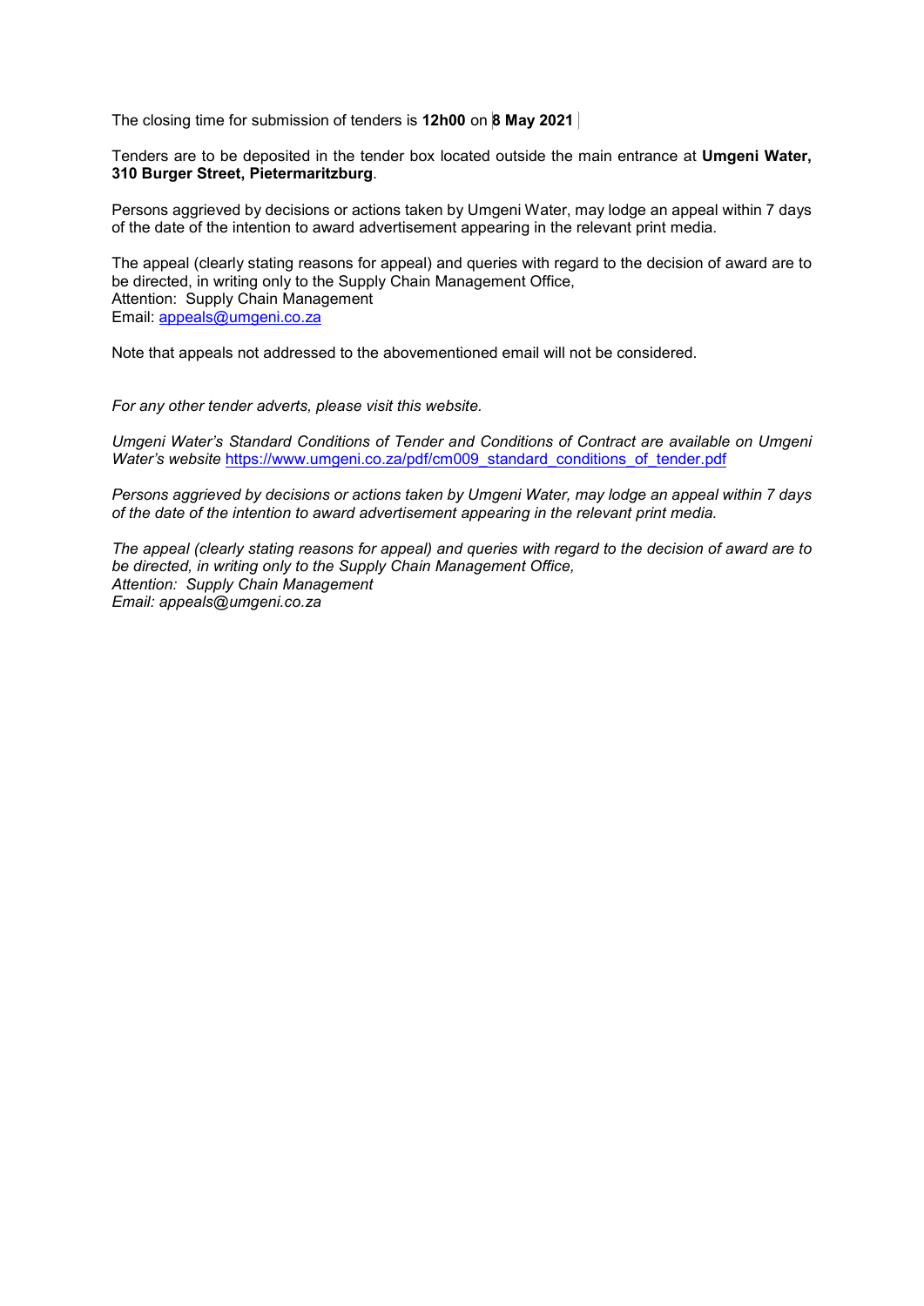The closing time for submission of tenders is **12h00** on **8 May 2021**

Tenders are to be deposited in the tender box located outside the main entrance at **Umgeni Water, 310 Burger Street, Pietermaritzburg**.

Persons aggrieved by decisions or actions taken by Umgeni Water, may lodge an appeal within 7 days of the date of the intention to award advertisement appearing in the relevant print media.

The appeal (clearly stating reasons for appeal) and queries with regard to the decision of award are to be directed, in writing only to the Supply Chain Management Office,
Attention: Supply Chain Management
Email: appeals@umgeni.co.za

Note that appeals not addressed to the abovementioned email will not be considered.

*For any other tender adverts, please visit this website.*

*Umgeni Water's Standard Conditions of Tender and Conditions of Contract are available on Umgeni Water's website* https://www.umgeni.co.za/pdf/cm009_standard_conditions_of_tender.pdf

*Persons aggrieved by decisions or actions taken by Umgeni Water, may lodge an appeal within 7 days of the date of the intention to award advertisement appearing in the relevant print media.*

*The appeal (clearly stating reasons for appeal) and queries with regard to the decision of award are to be directed, in writing only to the Supply Chain Management Office,*
*Attention: Supply Chain Management*
*Email: appeals@umgeni.co.za*